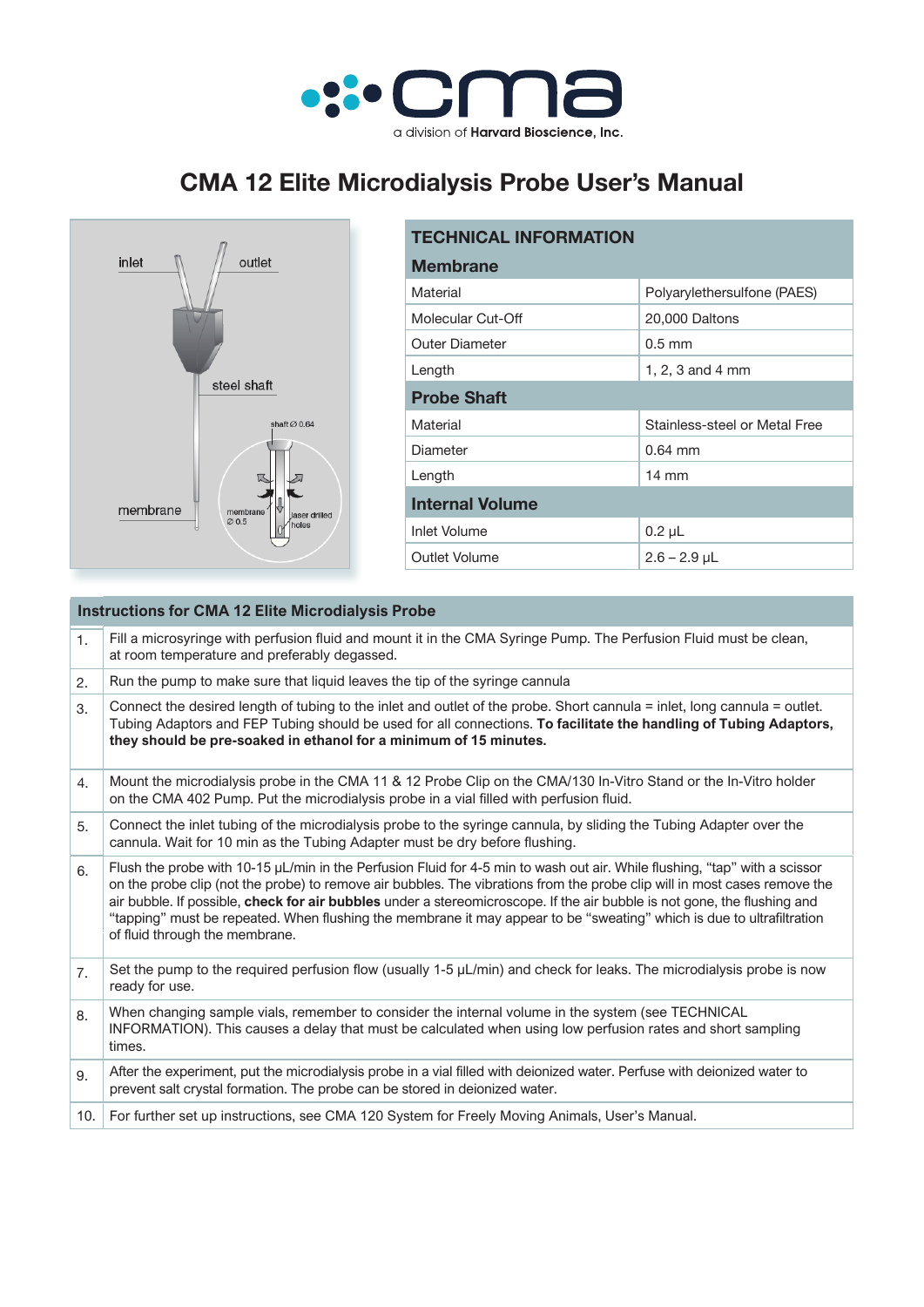a division of **Harvard Bioscience, Inc.**

# CMA 12 Elite Microdialysis Probe User's Manual

inlet
outlet
steel shaft
shaft ∅ 0.64
membrane
membrane ∅ 0.5
laser drilled holes

| TECHNICAL INFORMATION | |
|---|---|
| **Membrane** | |
| Material | Polyarylethersulfone (PAES) |
| Molecular Cut-Off | 20,000 Daltons |
| Outer Diameter | 0.5 mm |
| Length | 1, 2, 3 and 4 mm |
| **Probe Shaft** | |
| Material | Stainless-steel or Metal Free |
| Diameter | 0.64 mm |
| Length | 14 mm |
| **Internal Volume** | |
| Inlet Volume | 0.2 µL |
| Outlet Volume | 2.6 – 2.9 µL |

| | Instructions for CMA 12 Elite Microdialysis Probe |
|---|---|
| 1. | Fill a microsyringe with perfusion fluid and mount it in the CMA Syringe Pump. The Perfusion Fluid must be clean, at room temperature and preferably degassed. |
| 2. | Run the pump to make sure that liquid leaves the tip of the syringe cannula |
| 3. | Connect the desired length of tubing to the inlet and outlet of the probe. Short cannula = inlet, long cannula = outlet. Tubing Adaptors and FEP Tubing should be used for all connections. **To facilitate the handling of Tubing Adaptors, they should be pre-soaked in ethanol for a minimum of 15 minutes.** |
| 4. | Mount the microdialysis probe in the CMA 11 & 12 Probe Clip on the CMA/130 In-Vitro Stand or the In-Vitro holder on the CMA 402 Pump. Put the microdialysis probe in a vial filled with perfusion fluid. |
| 5. | Connect the inlet tubing of the microdialysis probe to the syringe cannula, by sliding the Tubing Adapter over the cannula. Wait for 10 min as the Tubing Adapter must be dry before flushing. |
| 6. | Flush the probe with 10-15 µL/min in the Perfusion Fluid for 4-5 min to wash out air. While flushing, "tap" with a scissor on the probe clip (not the probe) to remove air bubbles. The vibrations from the probe clip will in most cases remove the air bubble. If possible, **check for air bubbles** under a stereomicroscope. If the air bubble is not gone, the flushing and "tapping" must be repeated. When flushing the membrane it may appear to be "sweating" which is due to ultrafiltration of fluid through the membrane. |
| 7. | Set the pump to the required perfusion flow (usually 1-5 µL/min) and check for leaks. The microdialysis probe is now ready for use. |
| 8. | When changing sample vials, remember to consider the internal volume in the system (see TECHNICAL INFORMATION). This causes a delay that must be calculated when using low perfusion rates and short sampling times. |
| 9. | After the experiment, put the microdialysis probe in a vial filled with deionized water. Perfuse with deionized water to prevent salt crystal formation. The probe can be stored in deionized water. |
| 10. | For further set up instructions, see CMA 120 System for Freely Moving Animals, User's Manual. |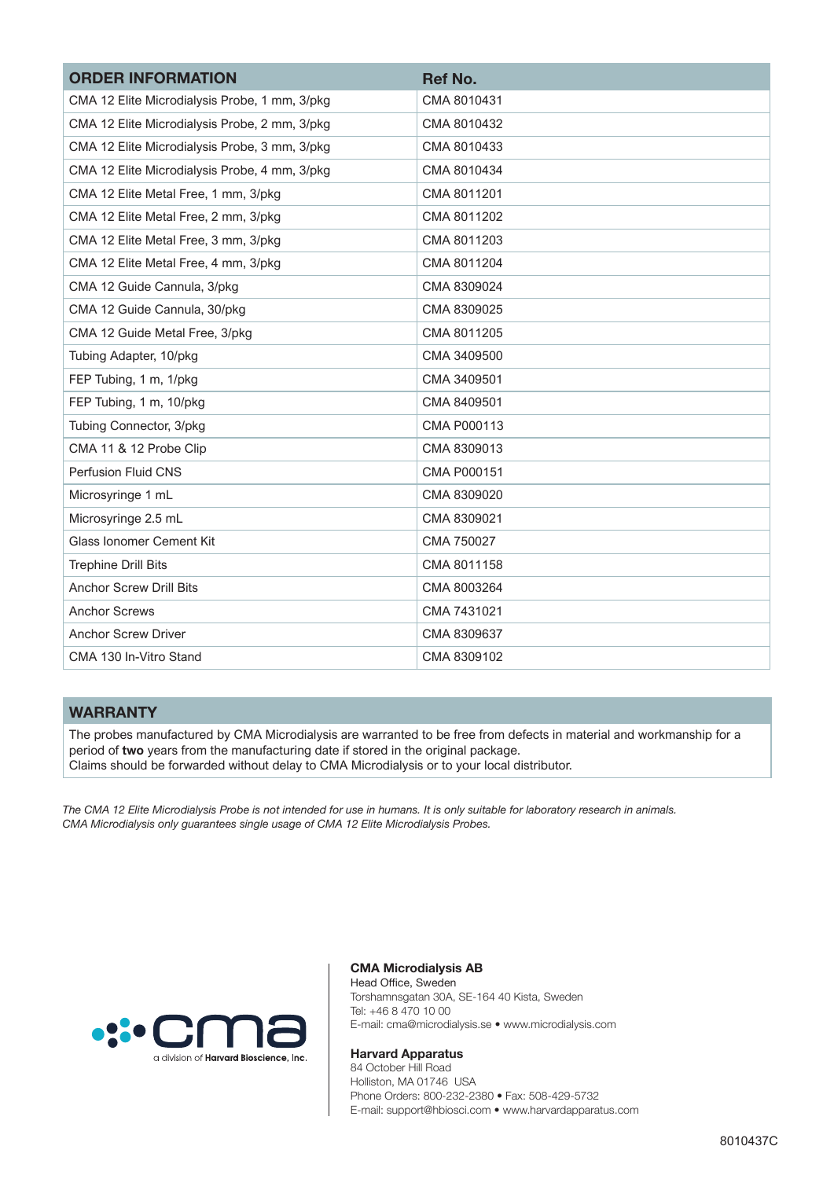| ORDER INFORMATION | Ref No. |
|---|---|
| CMA 12 Elite Microdialysis Probe, 1 mm, 3/pkg | CMA 8010431 |
| CMA 12 Elite Microdialysis Probe, 2 mm, 3/pkg | CMA 8010432 |
| CMA 12 Elite Microdialysis Probe, 3 mm, 3/pkg | CMA 8010433 |
| CMA 12 Elite Microdialysis Probe, 4 mm, 3/pkg | CMA 8010434 |
| CMA 12 Elite Metal Free, 1 mm, 3/pkg | CMA 8011201 |
| CMA 12 Elite Metal Free, 2 mm, 3/pkg | CMA 8011202 |
| CMA 12 Elite Metal Free, 3 mm, 3/pkg | CMA 8011203 |
| CMA 12 Elite Metal Free, 4 mm, 3/pkg | CMA 8011204 |
| CMA 12 Guide Cannula, 3/pkg | CMA 8309024 |
| CMA 12 Guide Cannula, 30/pkg | CMA 8309025 |
| CMA 12 Guide Metal Free, 3/pkg | CMA 8011205 |
| Tubing Adapter, 10/pkg | CMA 3409500 |
| FEP Tubing, 1 m, 1/pkg | CMA 3409501 |
| FEP Tubing, 1 m, 10/pkg | CMA 8409501 |
| Tubing Connector, 3/pkg | CMA P000113 |
| CMA 11 & 12 Probe Clip | CMA 8309013 |
| Perfusion Fluid CNS | CMA P000151 |
| Microsyringe 1 mL | CMA 8309020 |
| Microsyringe 2.5 mL | CMA 8309021 |
| Glass Ionomer Cement Kit | CMA 750027 |
| Trephine Drill Bits | CMA 8011158 |
| Anchor Screw Drill Bits | CMA 8003264 |
| Anchor Screws | CMA 7431021 |
| Anchor Screw Driver | CMA 8309637 |
| CMA 130 In-Vitro Stand | CMA 8309102 |

## WARRANTY

The probes manufactured by CMA Microdialysis are warranted to be free from defects in material and workmanship for a period of **two** years from the manufacturing date if stored in the original package.
Claims should be forwarded without delay to CMA Microdialysis or to your local distributor.

*The CMA 12 Elite Microdialysis Probe is not intended for use in humans. It is only suitable for laboratory research in animals.*
*CMA Microdialysis only guarantees single usage of CMA 12 Elite Microdialysis Probes.*

cma
a division of Harvard Bioscience, Inc.

**CMA Microdialysis AB**
Head Office, Sweden
Torshamnsgatan 30A, SE-164 40 Kista, Sweden
Tel: +46 8 470 10 00
E-mail: cma@microdialysis.se • www.microdialysis.com

**Harvard Apparatus**
84 October Hill Road
Holliston, MA 01746 USA
Phone Orders: 800-232-2380 • Fax: 508-429-5732
E-mail: support@hbiosci.com • www.harvardapparatus.com

8010437C